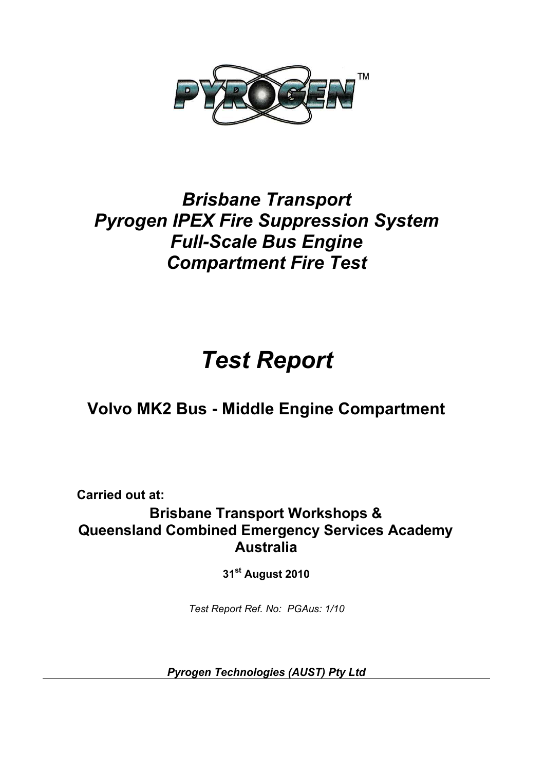PYROGEN™

# *Brisbane Transport*
# *Pyrogen IPEX Fire Suppression System*
# *Full-Scale Bus Engine*
# *Compartment Fire Test*

# *Test Report*

## Volvo MK2 Bus - Middle Engine Compartment

**Carried out at:**

**Brisbane Transport Workshops &**
**Queensland Combined Emergency Services Academy**
**Australia**

**31st August 2010**

*Test Report Ref. No: PGAus: 1/10*

***Pyrogen Technologies (AUST) Pty Ltd***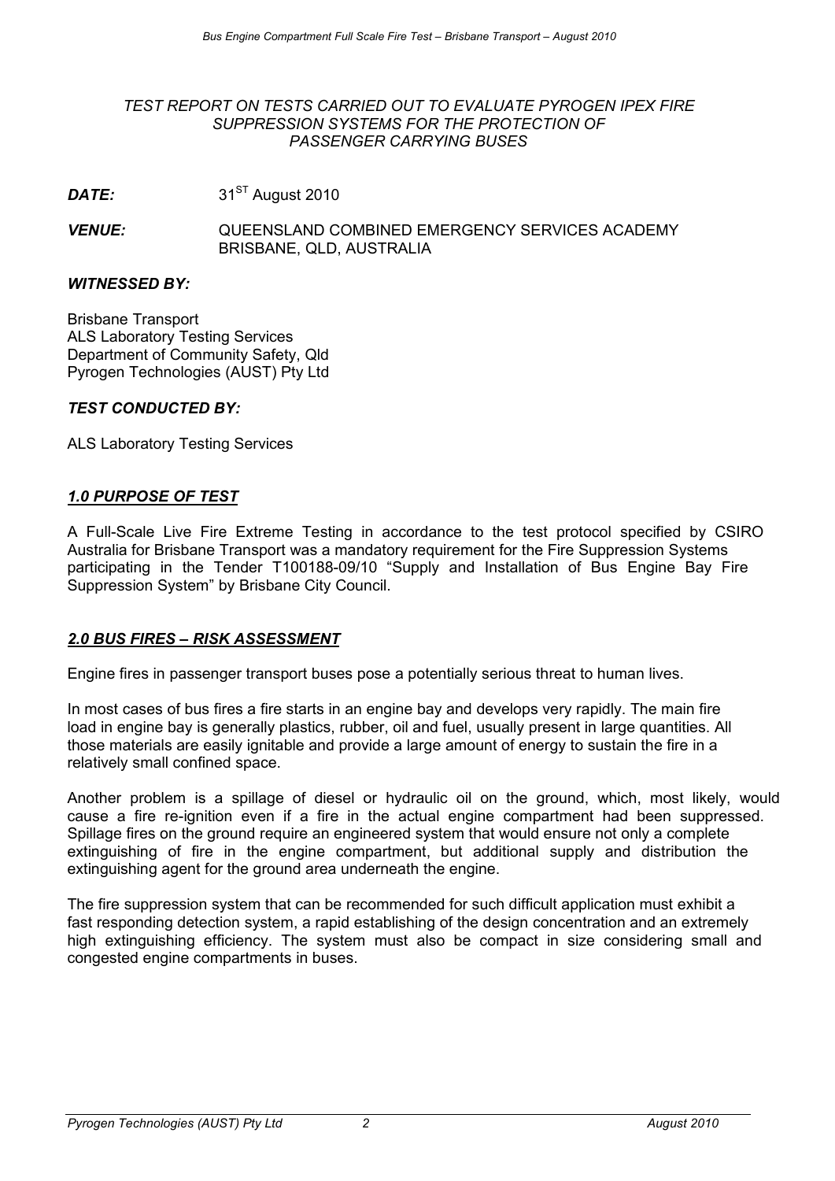*TEST REPORT ON TESTS CARRIED OUT TO EVALUATE PYROGEN IPEX FIRE SUPPRESSION SYSTEMS FOR THE PROTECTION OF PASSENGER CARRYING BUSES*

***DATE:*** 31ST August 2010

***VENUE:*** QUEENSLAND COMBINED EMERGENCY SERVICES ACADEMY BRISBANE, QLD, AUSTRALIA

***WITNESSED BY:***

Brisbane Transport
ALS Laboratory Testing Services
Department of Community Safety, Qld
Pyrogen Technologies (AUST) Pty Ltd

***TEST CONDUCTED BY:***

ALS Laboratory Testing Services

## *1.0 PURPOSE OF TEST*

A Full-Scale Live Fire Extreme Testing in accordance to the test protocol specified by CSIRO Australia for Brisbane Transport was a mandatory requirement for the Fire Suppression Systems participating in the Tender T100188-09/10 "Supply and Installation of Bus Engine Bay Fire Suppression System" by Brisbane City Council.

## *2.0 BUS FIRES – RISK ASSESSMENT*

Engine fires in passenger transport buses pose a potentially serious threat to human lives.

In most cases of bus fires a fire starts in an engine bay and develops very rapidly. The main fire load in engine bay is generally plastics, rubber, oil and fuel, usually present in large quantities. All those materials are easily ignitable and provide a large amount of energy to sustain the fire in a relatively small confined space.

Another problem is a spillage of diesel or hydraulic oil on the ground, which, most likely, would cause a fire re-ignition even if a fire in the actual engine compartment had been suppressed. Spillage fires on the ground require an engineered system that would ensure not only a complete extinguishing of fire in the engine compartment, but additional supply and distribution the extinguishing agent for the ground area underneath the engine.

The fire suppression system that can be recommended for such difficult application must exhibit a fast responding detection system, a rapid establishing of the design concentration and an extremely high extinguishing efficiency. The system must also be compact in size considering small and congested engine compartments in buses.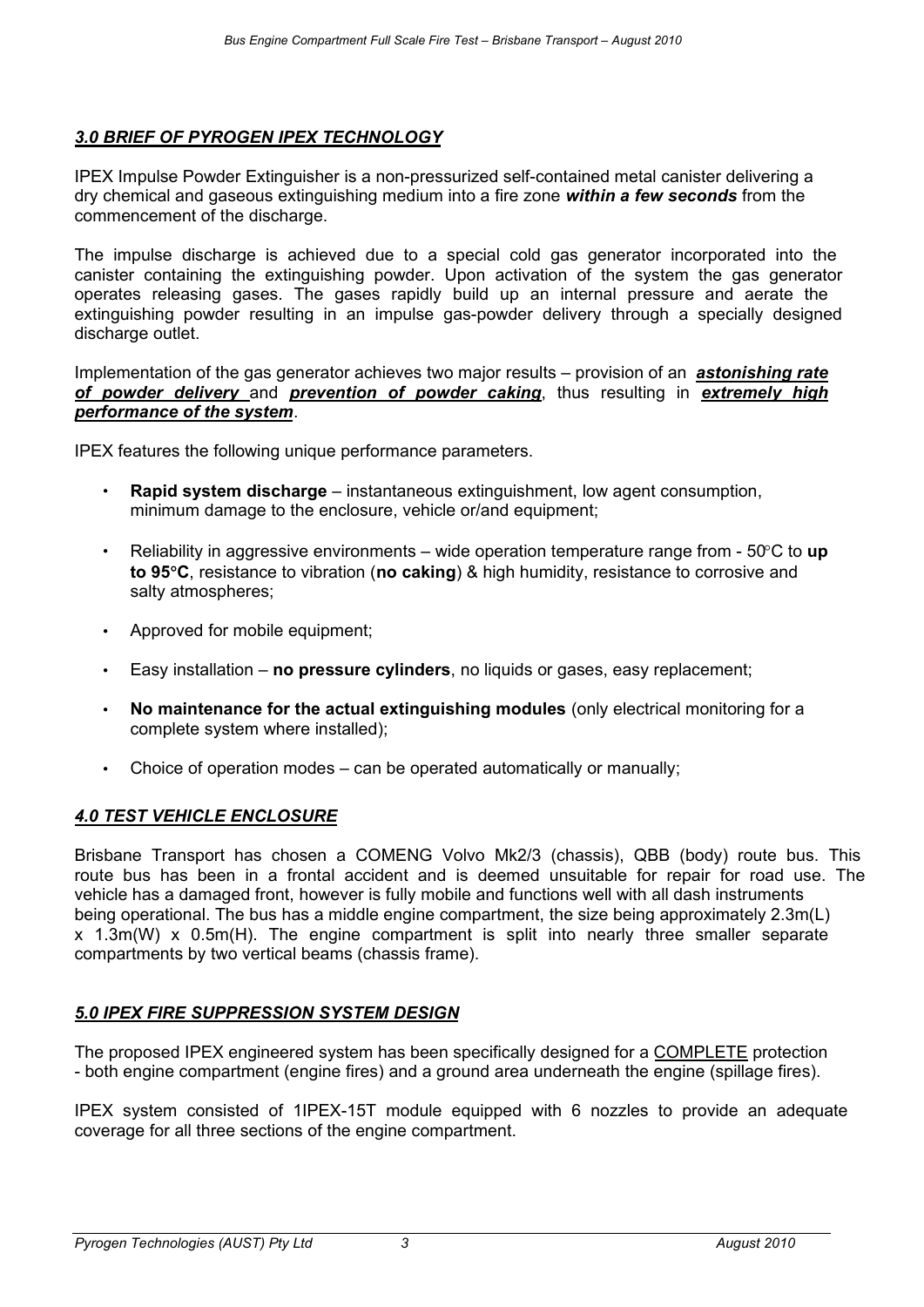## *3.0 BRIEF OF PYROGEN IPEX TECHNOLOGY*

IPEX Impulse Powder Extinguisher is a non-pressurized self-contained metal canister delivering a dry chemical and gaseous extinguishing medium into a fire zone ***within a few seconds*** from the commencement of the discharge.

The impulse discharge is achieved due to a special cold gas generator incorporated into the canister containing the extinguishing powder. Upon activation of the system the gas generator operates releasing gases. The gases rapidly build up an internal pressure and aerate the extinguishing powder resulting in an impulse gas-powder delivery through a specially designed discharge outlet.

Implementation of the gas generator achieves two major results – provision of an ***astonishing rate of powder delivery*** and ***prevention of powder caking***, thus resulting in ***extremely high performance of the system***.

IPEX features the following unique performance parameters.

- **Rapid system discharge** – instantaneous extinguishment, low agent consumption, minimum damage to the enclosure, vehicle or/and equipment;
- Reliability in aggressive environments – wide operation temperature range from - 50°C to **up to 95°C**, resistance to vibration (**no caking**) & high humidity, resistance to corrosive and salty atmospheres;
- Approved for mobile equipment;
- Easy installation – **no pressure cylinders**, no liquids or gases, easy replacement;
- **No maintenance for the actual extinguishing modules** (only electrical monitoring for a complete system where installed);
- Choice of operation modes – can be operated automatically or manually;

## *4.0 TEST VEHICLE ENCLOSURE*

Brisbane Transport has chosen a COMENG Volvo Mk2/3 (chassis), QBB (body) route bus. This route bus has been in a frontal accident and is deemed unsuitable for repair for road use. The vehicle has a damaged front, however is fully mobile and functions well with all dash instruments being operational. The bus has a middle engine compartment, the size being approximately 2.3m(L) x 1.3m(W) x 0.5m(H). The engine compartment is split into nearly three smaller separate compartments by two vertical beams (chassis frame).

## *5.0 IPEX FIRE SUPPRESSION SYSTEM DESIGN*

The proposed IPEX engineered system has been specifically designed for a COMPLETE protection - both engine compartment (engine fires) and a ground area underneath the engine (spillage fires).

IPEX system consisted of 1IPEX-15T module equipped with 6 nozzles to provide an adequate coverage for all three sections of the engine compartment.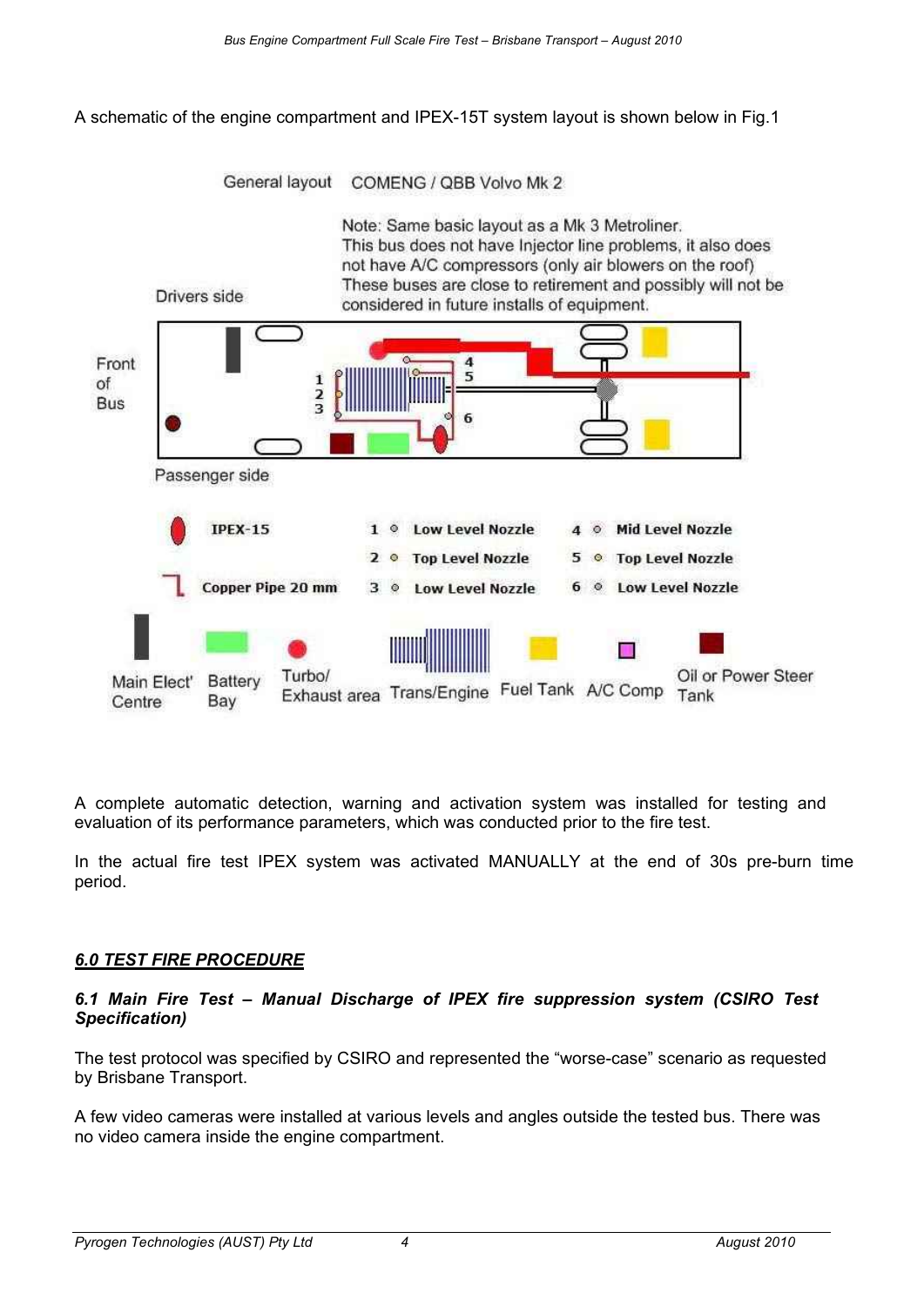A schematic of the engine compartment and IPEX-15T system layout is shown below in Fig.1

General layout COMENG / QBB Volvo Mk 2

Note: Same basic layout as a Mk 3 Metroliner.
This bus does not have Injector line problems, it also does not have A/C compressors (only air blowers on the roof)
These buses are close to retirement and possibly will not be considered in future installs of equipment.

Drivers side

Front of Bus

Passenger side

IPEX-15

Copper Pipe 20 mm

1 Low Level Nozzle

2 Top Level Nozzle

3 Low Level Nozzle

4 Mid Level Nozzle

5 Top Level Nozzle

6 Low Level Nozzle

Main Elect' Centre | Battery Bay | Turbo/ Exhaust area | Trans/Engine | Fuel Tank | A/C Comp | Oil or Power Steer Tank

A complete automatic detection, warning and activation system was installed for testing and evaluation of its performance parameters, which was conducted prior to the fire test.

In the actual fire test IPEX system was activated MANUALLY at the end of 30s pre-burn time period.

## *6.0 TEST FIRE PROCEDURE*

### *6.1 Main Fire Test – Manual Discharge of IPEX fire suppression system (CSIRO Test Specification)*

The test protocol was specified by CSIRO and represented the "worse-case" scenario as requested by Brisbane Transport.

A few video cameras were installed at various levels and angles outside the tested bus. There was no video camera inside the engine compartment.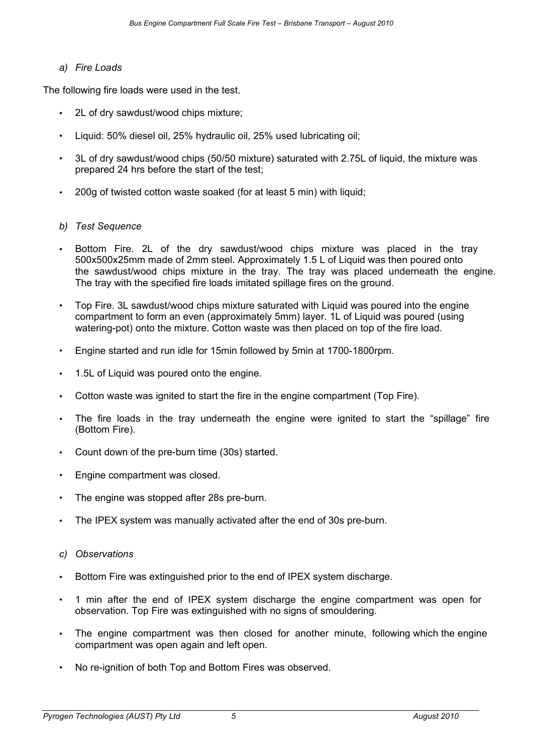*a) Fire Loads*

The following fire loads were used in the test.

- 2L of dry sawdust/wood chips mixture;
- Liquid: 50% diesel oil, 25% hydraulic oil, 25% used lubricating oil;
- 3L of dry sawdust/wood chips (50/50 mixture) saturated with 2.75L of liquid, the mixture was prepared 24 hrs before the start of the test;
- 200g of twisted cotton waste soaked (for at least 5 min) with liquid;

*b) Test Sequence*

- Bottom Fire. 2L of the dry sawdust/wood chips mixture was placed in the tray 500x500x25mm made of 2mm steel. Approximately 1.5 L of Liquid was then poured onto the sawdust/wood chips mixture in the tray. The tray was placed underneath the engine. The tray with the specified fire loads imitated spillage fires on the ground.
- Top Fire. 3L sawdust/wood chips mixture saturated with Liquid was poured into the engine compartment to form an even (approximately 5mm) layer. 1L of Liquid was poured (using watering-pot) onto the mixture. Cotton waste was then placed on top of the fire load.
- Engine started and run idle for 15min followed by 5min at 1700-1800rpm.
- 1.5L of Liquid was poured onto the engine.
- Cotton waste was ignited to start the fire in the engine compartment (Top Fire).
- The fire loads in the tray underneath the engine were ignited to start the "spillage" fire (Bottom Fire).
- Count down of the pre-burn time (30s) started.
- Engine compartment was closed.
- The engine was stopped after 28s pre-burn.
- The IPEX system was manually activated after the end of 30s pre-burn.

*c) Observations*

- Bottom Fire was extinguished prior to the end of IPEX system discharge.
- 1 min after the end of IPEX system discharge the engine compartment was open for observation. Top Fire was extinguished with no signs of smouldering.
- The engine compartment was then closed for another minute, following which the engine compartment was open again and left open.
- No re-ignition of both Top and Bottom Fires was observed.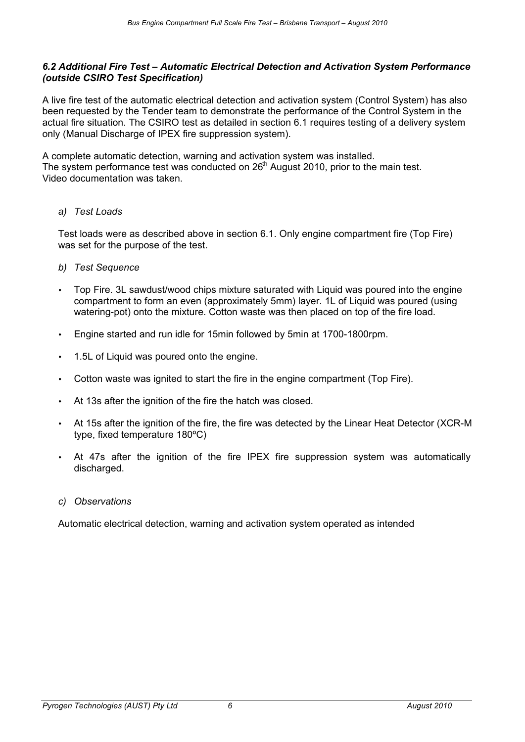### *6.2 Additional Fire Test – Automatic Electrical Detection and Activation System Performance (outside CSIRO Test Specification)*

A live fire test of the automatic electrical detection and activation system (Control System) has also been requested by the Tender team to demonstrate the performance of the Control System in the actual fire situation. The CSIRO test as detailed in section 6.1 requires testing of a delivery system only (Manual Discharge of IPEX fire suppression system).

A complete automatic detection, warning and activation system was installed.
The system performance test was conducted on 26th August 2010, prior to the main test.
Video documentation was taken.

*a) Test Loads*

Test loads were as described above in section 6.1. Only engine compartment fire (Top Fire) was set for the purpose of the test.

*b) Test Sequence*

- Top Fire. 3L sawdust/wood chips mixture saturated with Liquid was poured into the engine compartment to form an even (approximately 5mm) layer. 1L of Liquid was poured (using watering-pot) onto the mixture. Cotton waste was then placed on top of the fire load.
- Engine started and run idle for 15min followed by 5min at 1700-1800rpm.
- 1.5L of Liquid was poured onto the engine.
- Cotton waste was ignited to start the fire in the engine compartment (Top Fire).
- At 13s after the ignition of the fire the hatch was closed.
- At 15s after the ignition of the fire, the fire was detected by the Linear Heat Detector (XCR-M type, fixed temperature 180ºC)
- At 47s after the ignition of the fire IPEX fire suppression system was automatically discharged.

*c) Observations*

Automatic electrical detection, warning and activation system operated as intended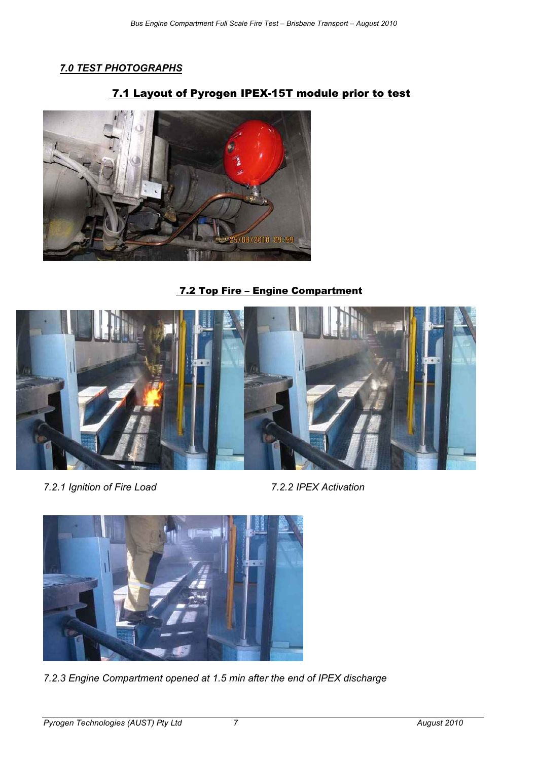## *7.0 TEST PHOTOGRAPHS*

### 7.1 Layout of Pyrogen IPEX-15T module prior to test

### 7.2 Top Fire – Engine Compartment

*7.2.1 Ignition of Fire Load*

*7.2.2 IPEX Activation*

*7.2.3 Engine Compartment opened at 1.5 min after the end of IPEX discharge*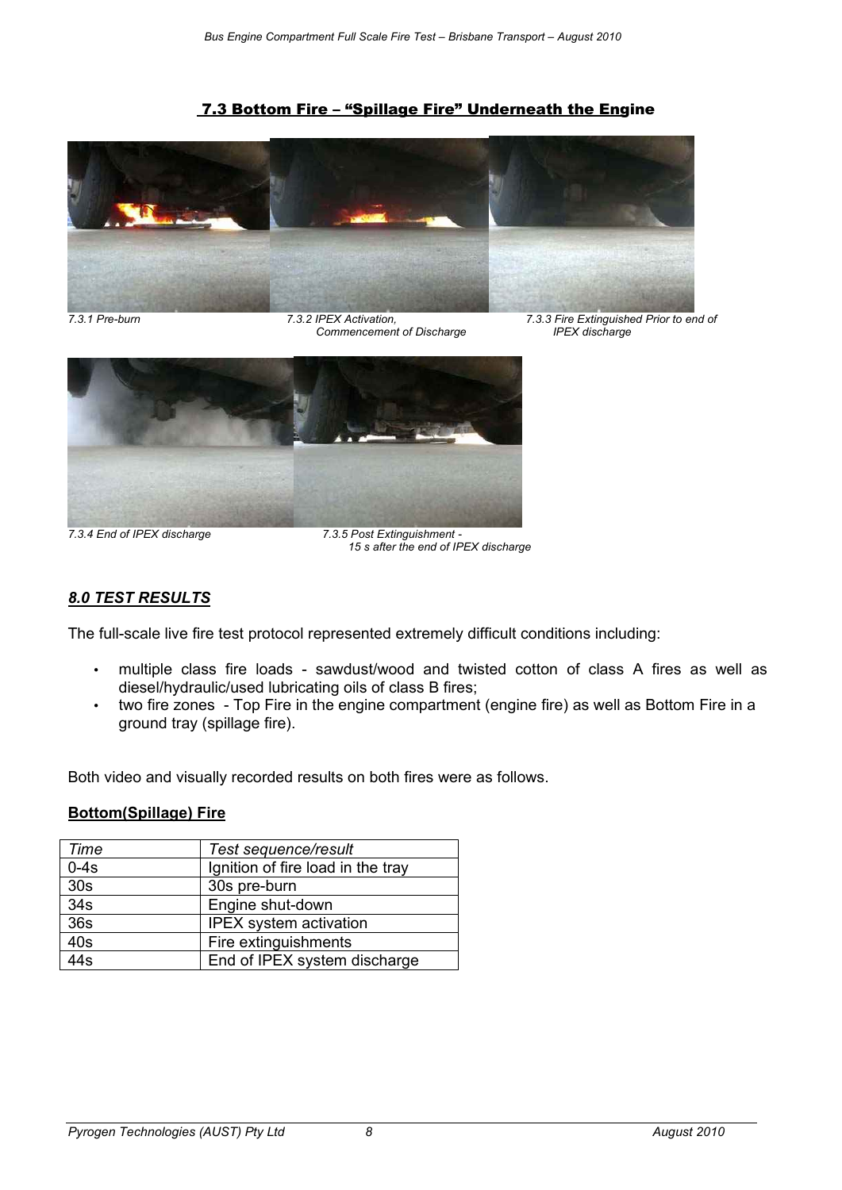## 7.3 Bottom Fire – "Spillage Fire" Underneath the Engine

*7.3.1 Pre-burn*

*7.3.2 IPEX Activation, Commencement of Discharge*

*7.3.3 Fire Extinguished Prior to end of IPEX discharge*

*7.3.4 End of IPEX discharge*

*7.3.5 Post Extinguishment - 15 s after the end of IPEX discharge*

## *8.0 TEST RESULTS*

The full-scale live fire test protocol represented extremely difficult conditions including:

- multiple class fire loads - sawdust/wood and twisted cotton of class A fires as well as diesel/hydraulic/used lubricating oils of class B fires;
- two fire zones - Top Fire in the engine compartment (engine fire) as well as Bottom Fire in a ground tray (spillage fire).

Both video and visually recorded results on both fires were as follows.

**Bottom(Spillage) Fire**

| *Time* | *Test sequence/result* |
|---|---|
| 0-4s | Ignition of fire load in the tray |
| 30s | 30s pre-burn |
| 34s | Engine shut-down |
| 36s | IPEX system activation |
| 40s | Fire extinguishments |
| 44s | End of IPEX system discharge |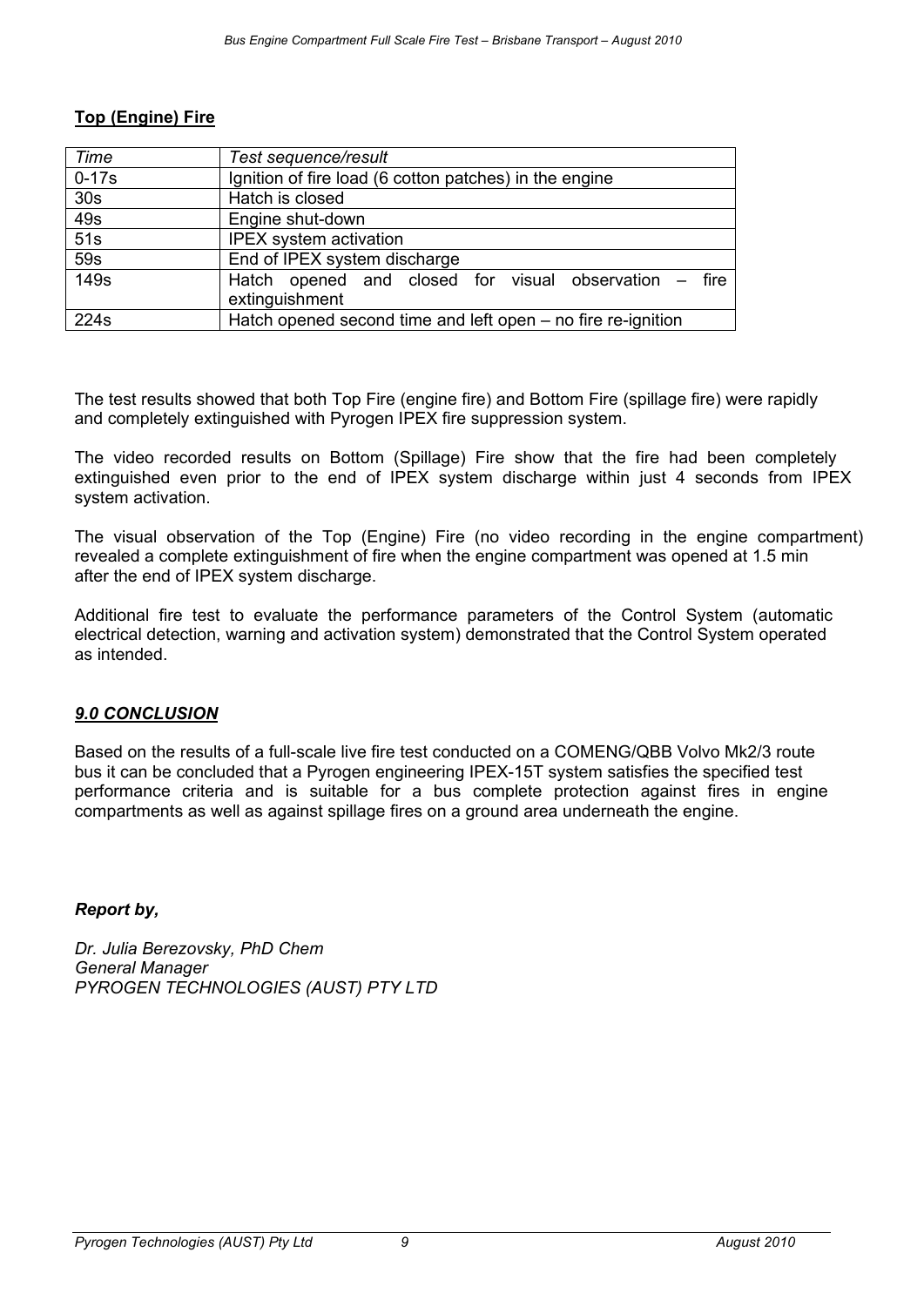**Top (Engine) Fire**

| *Time* | *Test sequence/result* |
| --- | --- |
| 0-17s | Ignition of fire load (6 cotton patches) in the engine |
| 30s | Hatch is closed |
| 49s | Engine shut-down |
| 51s | IPEX system activation |
| 59s | End of IPEX system discharge |
| 149s | Hatch opened and closed for visual observation – fire extinguishment |
| 224s | Hatch opened second time and left open – no fire re-ignition |

The test results showed that both Top Fire (engine fire) and Bottom Fire (spillage fire) were rapidly and completely extinguished with Pyrogen IPEX fire suppression system.

The video recorded results on Bottom (Spillage) Fire show that the fire had been completely extinguished even prior to the end of IPEX system discharge within just 4 seconds from IPEX system activation.

The visual observation of the Top (Engine) Fire (no video recording in the engine compartment) revealed a complete extinguishment of fire when the engine compartment was opened at 1.5 min after the end of IPEX system discharge.

Additional fire test to evaluate the performance parameters of the Control System (automatic electrical detection, warning and activation system) demonstrated that the Control System operated as intended.

## ***9.0 CONCLUSION***

Based on the results of a full-scale live fire test conducted on a COMENG/QBB Volvo Mk2/3 route bus it can be concluded that a Pyrogen engineering IPEX-15T system satisfies the specified test performance criteria and is suitable for a bus complete protection against fires in engine compartments as well as against spillage fires on a ground area underneath the engine.

***Report by,***

*Dr. Julia Berezovsky, PhD Chem*
*General Manager*
*PYROGEN TECHNOLOGIES (AUST) PTY LTD*